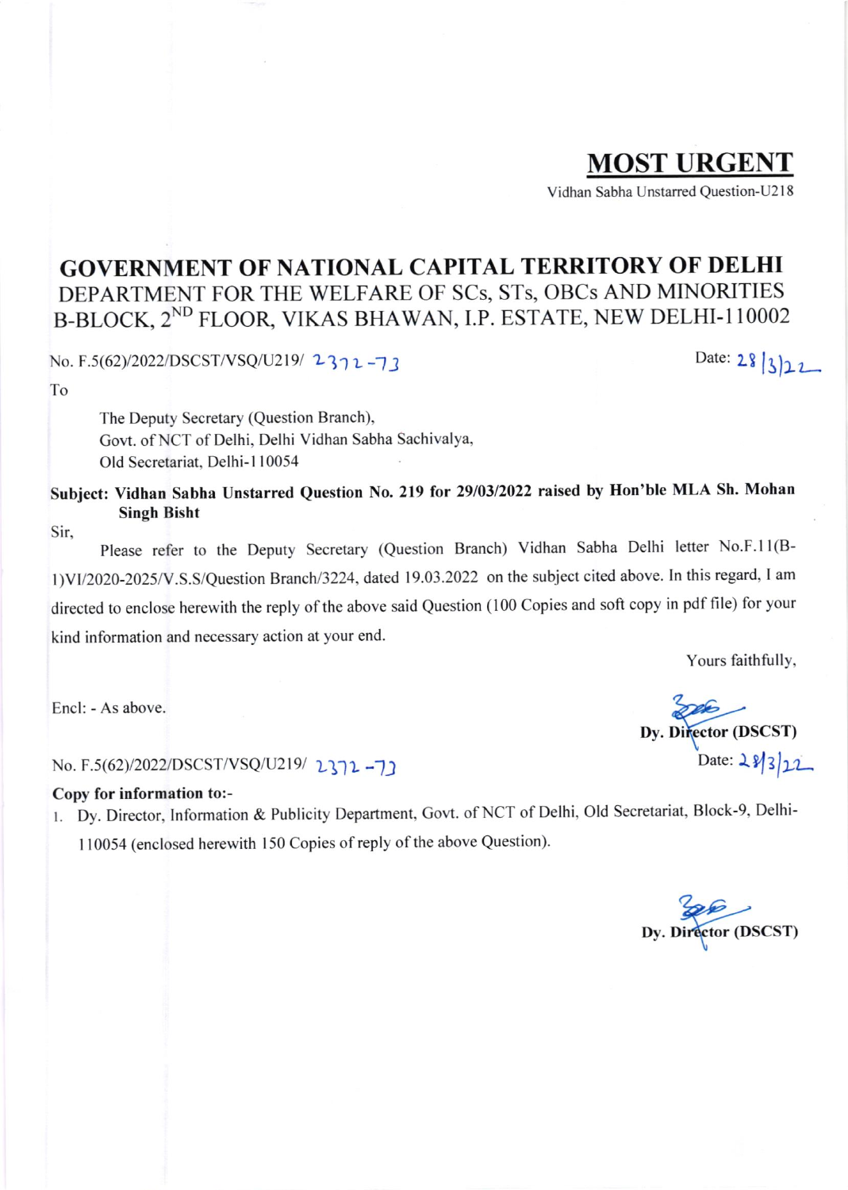**MOST URGENT**

Vidhan Sabha Unstarred Question-U218

# GOVERNMENT OF NATIONAL CAPITAL TERRITORY OF DELHI

## DEPARTMENT FOR THE WELFARE OF SCs, STs, OBCs AND MINORITIES
## B-BLOCK, 2ND FLOOR, VIKAS BHAWAN, I.P. ESTATE, NEW DELHI-110002

No. F.5(62)/2022/DSCST/VSQ/U219/ 2372-73 Date: 28/3/22

To

The Deputy Secretary (Question Branch),
Govt. of NCT of Delhi, Delhi Vidhan Sabha Sachivalya,
Old Secretariat, Delhi-110054

**Subject: Vidhan Sabha Unstarred Question No. 219 for 29/03/2022 raised by Hon'ble MLA Sh. Mohan Singh Bisht**

Sir,

Please refer to the Deputy Secretary (Question Branch) Vidhan Sabha Delhi letter No.F.11(B-1)VI/2020-2025/V.S.S/Question Branch/3224, dated 19.03.2022 on the subject cited above. In this regard, I am directed to enclose herewith the reply of the above said Question (100 Copies and soft copy in pdf file) for your kind information and necessary action at your end.

Yours faithfully,

Encl: - As above.

**Dy. Director (DSCST)**

No. F.5(62)/2022/DSCST/VSQ/U219/ 2372-73 Date: 28/3/22

**Copy for information to:-**

1. Dy. Director, Information & Publicity Department, Govt. of NCT of Delhi, Old Secretariat, Block-9, Delhi-110054 (enclosed herewith 150 Copies of reply of the above Question).

**Dy. Director (DSCST)**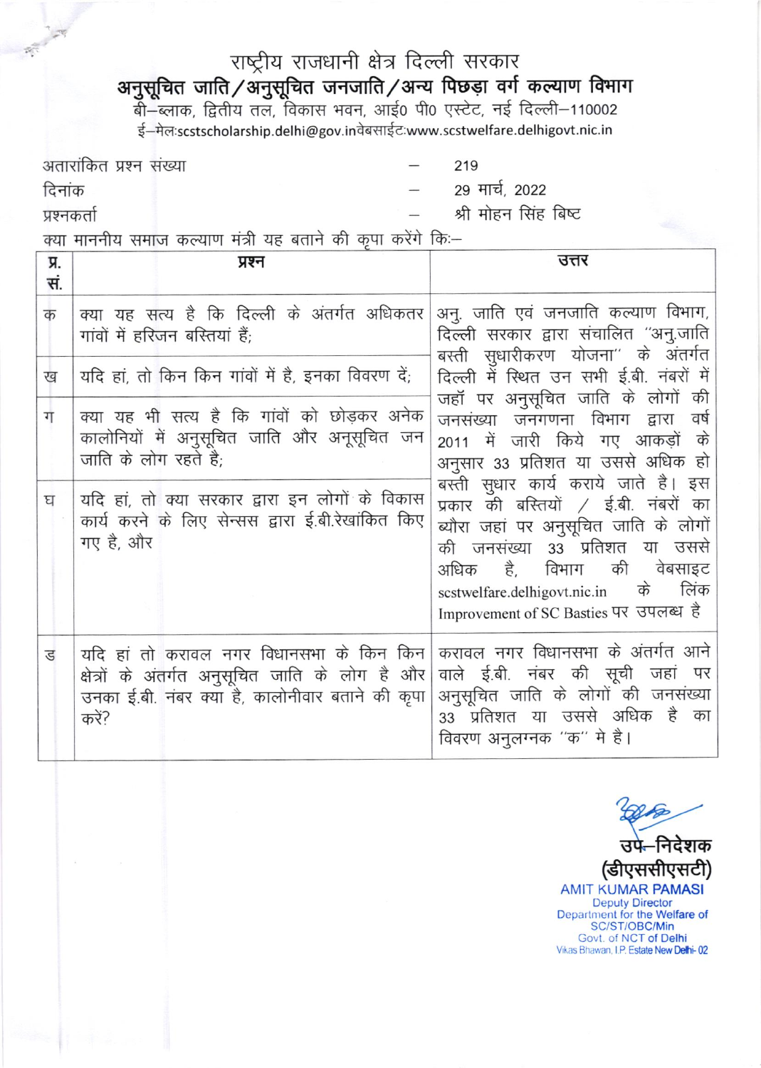# राष्ट्रीय राजधानी क्षेत्र दिल्ली सरकार

## अनुसूचित जाति/अनुसूचित जनजाति/अन्य पिछड़ा वर्ग कल्याण विभाग

बी–ब्लाक, द्वितीय तल, विकास भवन, आई0 पी0 एस्टेट, नई दिल्ली–110002

ई–मेल:scstscholarship.delhi@gov.inवेबसाईट:www.scstwelfare.delhigovt.nic.in

| | | |
|---|---|---|
| अतारांकित प्रश्न संख्या | – | 219 |
| दिनांक | – | 29 मार्च, 2022 |
| प्रश्नकर्ता | – | श्री मोहन सिंह बिष्ट |

क्या माननीय समाज कल्याण मंत्री यह बताने की कृपा करेंगे कि:–

| प्र. सं. | प्रश्न | उत्तर |
|---|---|---|
| क | क्या यह सत्य है कि दिल्ली के अंतर्गत अधिकतर गांवों में हरिजन बस्तियां हैं; | अनु. जाति एवं जनजाति कल्याण विभाग, दिल्ली सरकार द्वारा संचालित "अनु.जाति बस्ती सुधारीकरण योजना" के अंतर्गत दिल्ली में स्थित उन सभी ई.बी. नंबरों में जहॉ पर अनुसूचित जाति के लोगों की जनसंख्या जनगणना विभाग द्वारा वर्ष 2011 में जारी किये गए आकड़ों के अनुसार 33 प्रतिशत या उससे अधिक हो बस्ती सुधार कार्य कराये जाते है। इस प्रकार की बस्तियों / ई.बी. नंबरों का ब्यौरा जहां पर अनुसूचित जाति के लोगों की जनसंख्या 33 प्रतिशत या उससे अधिक है, विभाग की वेबसाइट scstwelfare.delhigovt.nic.in के लिंक Improvement of SC Basties पर उपलब्ध है |
| ख | यदि हां, तो किन किन गांवों में है, इनका विवरण दें; | |
| ग | क्या यह भी सत्य है कि गांवों को छोड़कर अनेक कालोनियों में अनुसूचित जाति और अनूसूचित जन जाति के लोग रहते है; | |
| घ | यदि हां, तो क्या सरकार द्वारा इन लोगों के विकास कार्य करने के लिए सेन्सस द्वारा ई.बी.रेखांकित किए गए है, और | |
| ड | यदि हां तो करावल नगर विधानसभा के किन किन क्षेत्रों के अंतर्गत अनुसूचित जाति के लोग है और उनका ई.बी. नंबर क्या है, कालोनीवार बताने की कृपा करें? | करावल नगर विधानसभा के अंतर्गत आने वाले ई.बी. नंबर की सूची जहां पर अनुसूचित जाति के लोगों की जनसंख्या 33 प्रतिशत या उससे अधिक है का विवरण अनुलग्नक "क" मे है। |

उप–निदेशक
(डीएससीएसटी)

AMIT KUMAR PAMASI
Deputy Director
Department for the Welfare of SC/ST/OBC/Min
Govt. of NCT of Delhi
Vikas Bhawan, I.P. Estate New Delhi-02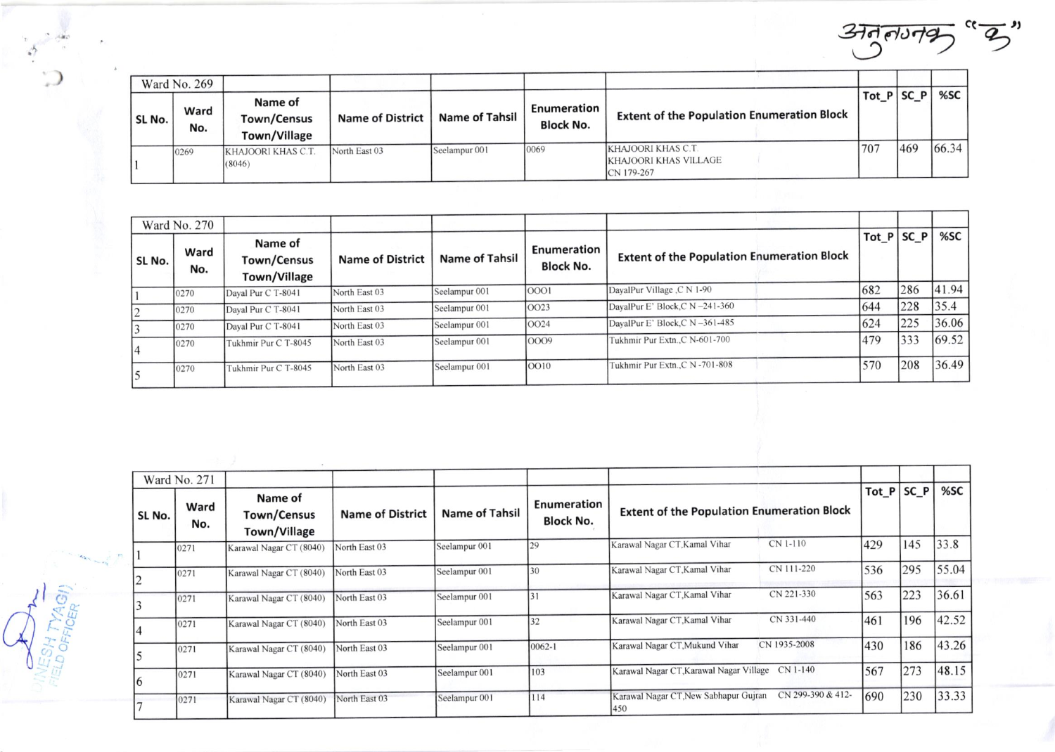अनुलग्नक "क"

| Ward No. 269 | | | | | | | | | |
|---|---|---|---|---|---|---|---|---|---|
| SL No. | Ward No. | Name of Town/Census Town/Village | Name of District | Name of Tahsil | Enumeration Block No. | Extent of the Population Enumeration Block | Tot_P | SC_P | %SC |
| 1 | 0269 | KHAJOORI KHAS C.T. (8046) | North East 03 | Seelampur 001 | 0069 | KHAJOORI KHAS C.T. KHAJOORI KHAS VILLAGE CN 179-267 | 707 | 469 | 66.34 |

| Ward No. 270 | | | | | | | | | |
|---|---|---|---|---|---|---|---|---|---|
| SL No. | Ward No. | Name of Town/Census Town/Village | Name of District | Name of Tahsil | Enumeration Block No. | Extent of the Population Enumeration Block | Tot_P | SC_P | %SC |
| 1 | 0270 | Dayal Pur C T-8041 | North East 03 | Seelampur 001 | OOO1 | DayalPur Village ,C N 1-90 | 682 | 286 | 41.94 |
| 2 | 0270 | Dayal Pur C T-8041 | North East 03 | Seelampur 001 | OO23 | DayalPur E' Block,C N –241-360 | 644 | 228 | 35.4 |
| 3 | 0270 | Dayal Pur C T-8041 | North East 03 | Seelampur 001 | OO24 | DayalPur E' Block,C N –361-485 | 624 | 225 | 36.06 |
| 4 | 0270 | Tukhmir Pur C T-8045 | North East 03 | Seelampur 001 | OOO9 | Tukhmir Pur Extn.,C N-601-700 | 479 | 333 | 69.52 |
| 5 | 0270 | Tukhmir Pur C T-8045 | North East 03 | Seelampur 001 | OO10 | Tukhmir Pur Extn.,C N -701-808 | 570 | 208 | 36.49 |

| Ward No. 271 | | | | | | | | | |
|---|---|---|---|---|---|---|---|---|---|
| SL No. | Ward No. | Name of Town/Census Town/Village | Name of District | Name of Tahsil | Enumeration Block No. | Extent of the Population Enumeration Block | Tot_P | SC_P | %SC |
| 1 | 0271 | Karawal Nagar CT (8040) | North East 03 | Seelampur 001 | 29 | Karawal Nagar CT,Kamal Vihar CN 1-110 | 429 | 145 | 33.8 |
| 2 | 0271 | Karawal Nagar CT (8040) | North East 03 | Seelampur 001 | 30 | Karawal Nagar CT,Kamal Vihar CN 111-220 | 536 | 295 | 55.04 |
| 3 | 0271 | Karawal Nagar CT (8040) | North East 03 | Seelampur 001 | 31 | Karawal Nagar CT,Kamal Vihar CN 221-330 | 563 | 223 | 36.61 |
| 4 | 0271 | Karawal Nagar CT (8040) | North East 03 | Seelampur 001 | 32 | Karawal Nagar CT,Kamal Vihar CN 331-440 | 461 | 196 | 42.52 |
| 5 | 0271 | Karawal Nagar CT (8040) | North East 03 | Seelampur 001 | 0062-1 | Karawal Nagar CT,Mukund Vihar CN 1935-2008 | 430 | 186 | 43.26 |
| 6 | 0271 | Karawal Nagar CT (8040) | North East 03 | Seelampur 001 | 103 | Karawal Nagar CT,Karawal Nagar Village CN 1-140 | 567 | 273 | 48.15 |
| 7 | 0271 | Karawal Nagar CT (8040) | North East 03 | Seelampur 001 | 114 | Karawal Nagar CT,New Sabhapur Gujran CN 299-390 & 412-450 | 690 | 230 | 33.33 |

DINESH TYAGI
FIELD OFFICER